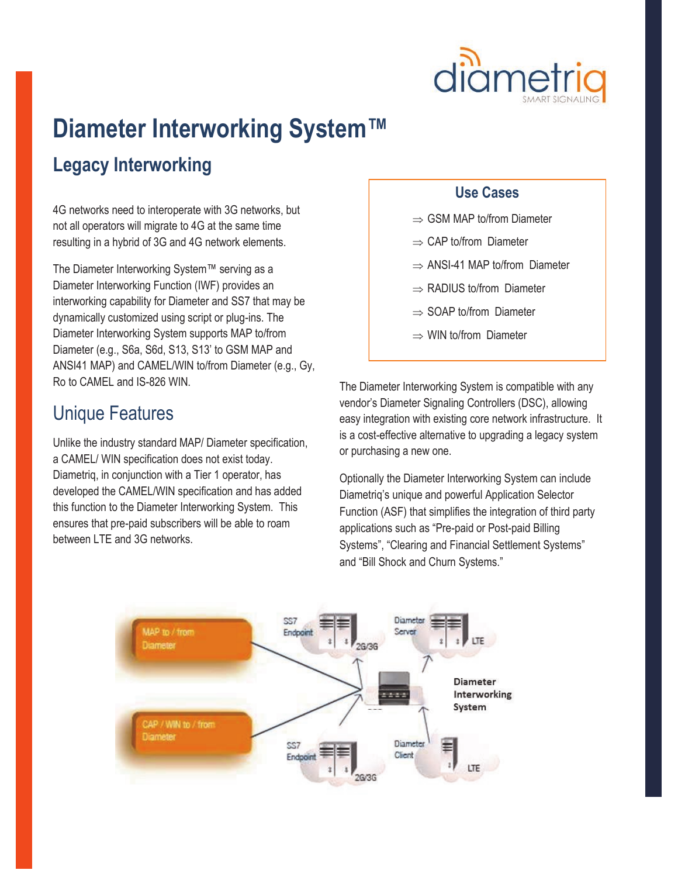diametriq
SMART SIGNALING

# Diameter Interworking System™

## Legacy Interworking

4G networks need to interoperate with 3G networks, but not all operators will migrate to 4G at the same time resulting in a hybrid of 3G and 4G network elements.

The Diameter Interworking System™ serving as a Diameter Interworking Function (IWF) provides an interworking capability for Diameter and SS7 that may be dynamically customized using script or plug-ins. The Diameter Interworking System supports MAP to/from Diameter (e.g., S6a, S6d, S13, S13' to GSM MAP and ANSI41 MAP) and CAMEL/WIN to/from Diameter (e.g., Gy, Ro to CAMEL and IS-826 WIN.

## Unique Features

Unlike the industry standard MAP/ Diameter specification, a CAMEL/ WIN specification does not exist today. Diametriq, in conjunction with a Tier 1 operator, has developed the CAMEL/WIN specification and has added this function to the Diameter Interworking System. This ensures that pre-paid subscribers will be able to roam between LTE and 3G networks.

### Use Cases

- ⇒ GSM MAP to/from Diameter
- ⇒ CAP to/from Diameter
- ⇒ ANSI-41 MAP to/from Diameter
- ⇒ RADIUS to/from Diameter
- ⇒ SOAP to/from Diameter
- ⇒ WIN to/from Diameter

The Diameter Interworking System is compatible with any vendor's Diameter Signaling Controllers (DSC), allowing easy integration with existing core network infrastructure. It is a cost-effective alternative to upgrading a legacy system or purchasing a new one.

Optionally the Diameter Interworking System can include Diametriq's unique and powerful Application Selector Function (ASF) that simplifies the integration of third party applications such as "Pre-paid or Post-paid Billing Systems", "Clearing and Financial Settlement Systems" and "Bill Shock and Churn Systems."

MAP to / from Diameter

CAP / WIN to / from Diameter

SS7 Endpoint 2G/3G

Diameter Server LTE

Diameter Interworking System

SS7 Endpoint 2G/3G

Diameter Client LTE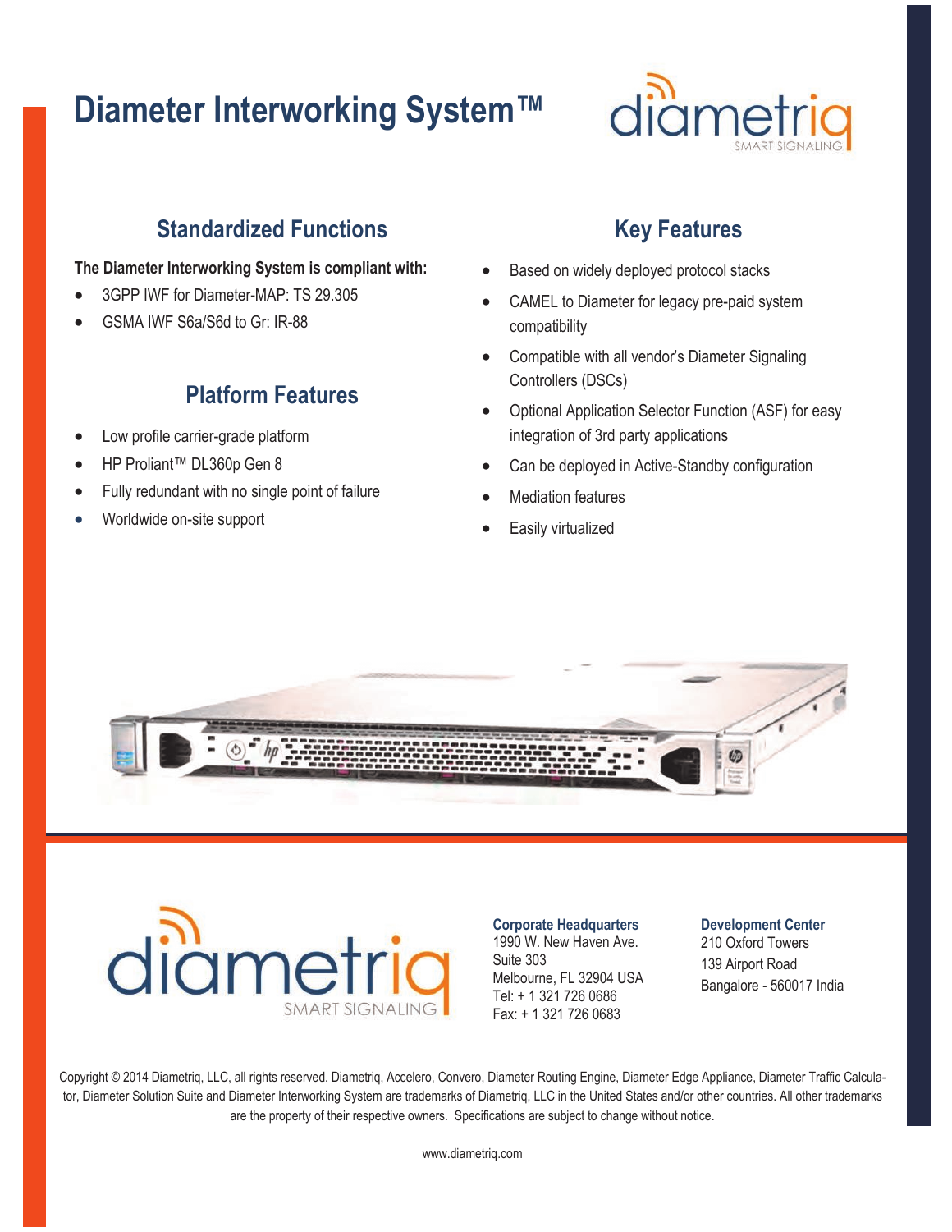# Diameter Interworking System™

## Standardized Functions

**The Diameter Interworking System is compliant with:**

- 3GPP IWF for Diameter-MAP: TS 29.305
- GSMA IWF S6a/S6d to Gr: IR-88

## Platform Features

- Low profile carrier-grade platform
- HP Proliant™ DL360p Gen 8
- Fully redundant with no single point of failure
- Worldwide on-site support

## Key Features

- Based on widely deployed protocol stacks
- CAMEL to Diameter for legacy pre-paid system compatibility
- Compatible with all vendor's Diameter Signaling Controllers (DSCs)
- Optional Application Selector Function (ASF) for easy integration of 3rd party applications
- Can be deployed in Active-Standby configuration
- Mediation features
- Easily virtualized

**Corporate Headquarters**
1990 W. New Haven Ave.
Suite 303
Melbourne, FL 32904 USA
Tel: + 1 321 726 0686
Fax: + 1 321 726 0683

**Development Center**
210 Oxford Towers
139 Airport Road
Bangalore - 560017 India

Copyright © 2014 Diametriq, LLC, all rights reserved. Diametriq, Accelero, Convero, Diameter Routing Engine, Diameter Edge Appliance, Diameter Traffic Calculator, Diameter Solution Suite and Diameter Interworking System are trademarks of Diametriq, LLC in the United States and/or other countries. All other trademarks are the property of their respective owners. Specifications are subject to change without notice.

www.diametriq.com